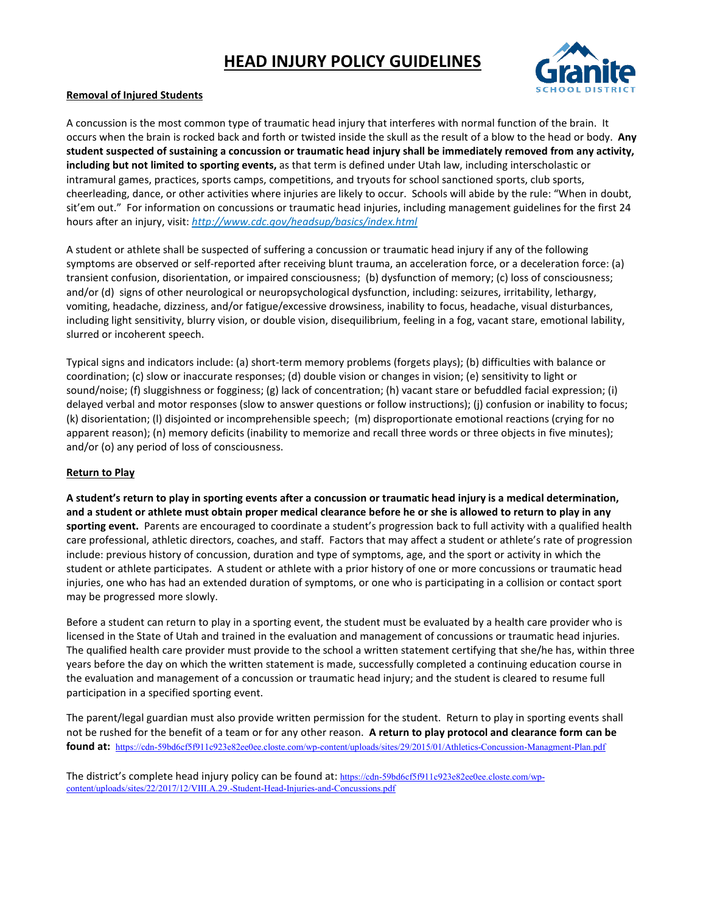# HEAD INJURY POLICY GUIDELINES

**Removal of Injured Students**

A concussion is the most common type of traumatic head injury that interferes with normal function of the brain. It occurs when the brain is rocked back and forth or twisted inside the skull as the result of a blow to the head or body. **Any student suspected of sustaining a concussion or traumatic head injury shall be immediately removed from any activity, including but not limited to sporting events,** as that term is defined under Utah law, including interscholastic or intramural games, practices, sports camps, competitions, and tryouts for school sanctioned sports, club sports, cheerleading, dance, or other activities where injuries are likely to occur. Schools will abide by the rule: "When in doubt, sit'em out." For information on concussions or traumatic head injuries, including management guidelines for the first 24 hours after an injury, visit: *http://www.cdc.gov/headsup/basics/index.html*

A student or athlete shall be suspected of suffering a concussion or traumatic head injury if any of the following symptoms are observed or self-reported after receiving blunt trauma, an acceleration force, or a deceleration force: (a) transient confusion, disorientation, or impaired consciousness; (b) dysfunction of memory; (c) loss of consciousness; and/or (d) signs of other neurological or neuropsychological dysfunction, including: seizures, irritability, lethargy, vomiting, headache, dizziness, and/or fatigue/excessive drowsiness, inability to focus, headache, visual disturbances, including light sensitivity, blurry vision, or double vision, disequilibrium, feeling in a fog, vacant stare, emotional lability, slurred or incoherent speech.

Typical signs and indicators include: (a) short-term memory problems (forgets plays); (b) difficulties with balance or coordination; (c) slow or inaccurate responses; (d) double vision or changes in vision; (e) sensitivity to light or sound/noise; (f) sluggishness or fogginess; (g) lack of concentration; (h) vacant stare or befuddled facial expression; (i) delayed verbal and motor responses (slow to answer questions or follow instructions); (j) confusion or inability to focus; (k) disorientation; (l) disjointed or incomprehensible speech; (m) disproportionate emotional reactions (crying for no apparent reason); (n) memory deficits (inability to memorize and recall three words or three objects in five minutes); and/or (o) any period of loss of consciousness.

**Return to Play**

**A student's return to play in sporting events after a concussion or traumatic head injury is a medical determination, and a student or athlete must obtain proper medical clearance before he or she is allowed to return to play in any sporting event.** Parents are encouraged to coordinate a student's progression back to full activity with a qualified health care professional, athletic directors, coaches, and staff. Factors that may affect a student or athlete's rate of progression include: previous history of concussion, duration and type of symptoms, age, and the sport or activity in which the student or athlete participates. A student or athlete with a prior history of one or more concussions or traumatic head injuries, one who has had an extended duration of symptoms, or one who is participating in a collision or contact sport may be progressed more slowly.

Before a student can return to play in a sporting event, the student must be evaluated by a health care provider who is licensed in the State of Utah and trained in the evaluation and management of concussions or traumatic head injuries. The qualified health care provider must provide to the school a written statement certifying that she/he has, within three years before the day on which the written statement is made, successfully completed a continuing education course in the evaluation and management of a concussion or traumatic head injury; and the student is cleared to resume full participation in a specified sporting event.

The parent/legal guardian must also provide written permission for the student. Return to play in sporting events shall not be rushed for the benefit of a team or for any other reason. **A return to play protocol and clearance form can be found at:** https://cdn-59bd6cf5f911c923e82ee0ee.closte.com/wp-content/uploads/sites/29/2015/01/Athletics-Concussion-Managment-Plan.pdf

The district's complete head injury policy can be found at: https://cdn-59bd6cf5f911c923e82ee0ee.closte.com/wp-content/uploads/sites/22/2017/12/VIII.A.29.-Student-Head-Injuries-and-Concussions.pdf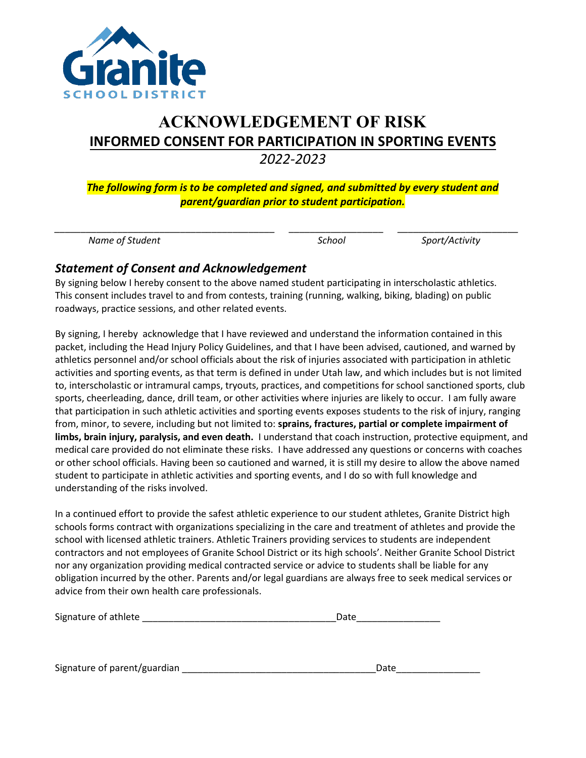Granite
SCHOOL DISTRICT

# ACKNOWLEDGEMENT OF RISK

## INFORMED CONSENT FOR PARTICIPATION IN SPORTING EVENTS

*2022-2023*

***The following form is to be completed and signed, and submitted by every student and parent/guardian prior to student participation.***

_________________________________________ __________________ ______________________

*Name of Student* *School* *Sport/Activity*

### *Statement of Consent and Acknowledgement*

By signing below I hereby consent to the above named student participating in interscholastic athletics. This consent includes travel to and from contests, training (running, walking, biking, blading) on public roadways, practice sessions, and other related events.

By signing, I hereby acknowledge that I have reviewed and understand the information contained in this packet, including the Head Injury Policy Guidelines, and that I have been advised, cautioned, and warned by athletics personnel and/or school officials about the risk of injuries associated with participation in athletic activities and sporting events, as that term is defined in under Utah law, and which includes but is not limited to, interscholastic or intramural camps, tryouts, practices, and competitions for school sanctioned sports, club sports, cheerleading, dance, drill team, or other activities where injuries are likely to occur. I am fully aware that participation in such athletic activities and sporting events exposes students to the risk of injury, ranging from, minor, to severe, including but not limited to: **sprains, fractures, partial or complete impairment of limbs, brain injury, paralysis, and even death.** I understand that coach instruction, protective equipment, and medical care provided do not eliminate these risks. I have addressed any questions or concerns with coaches or other school officials. Having been so cautioned and warned, it is still my desire to allow the above named student to participate in athletic activities and sporting events, and I do so with full knowledge and understanding of the risks involved.

In a continued effort to provide the safest athletic experience to our student athletes, Granite District high schools forms contract with organizations specializing in the care and treatment of athletes and provide the school with licensed athletic trainers. Athletic Trainers providing services to students are independent contractors and not employees of Granite School District or its high schools'. Neither Granite School District nor any organization providing medical contracted service or advice to students shall be liable for any obligation incurred by the other. Parents and/or legal guardians are always free to seek medical services or advice from their own health care professionals.

Signature of athlete _____________________________________Date________________

Signature of parent/guardian _____________________________________Date________________